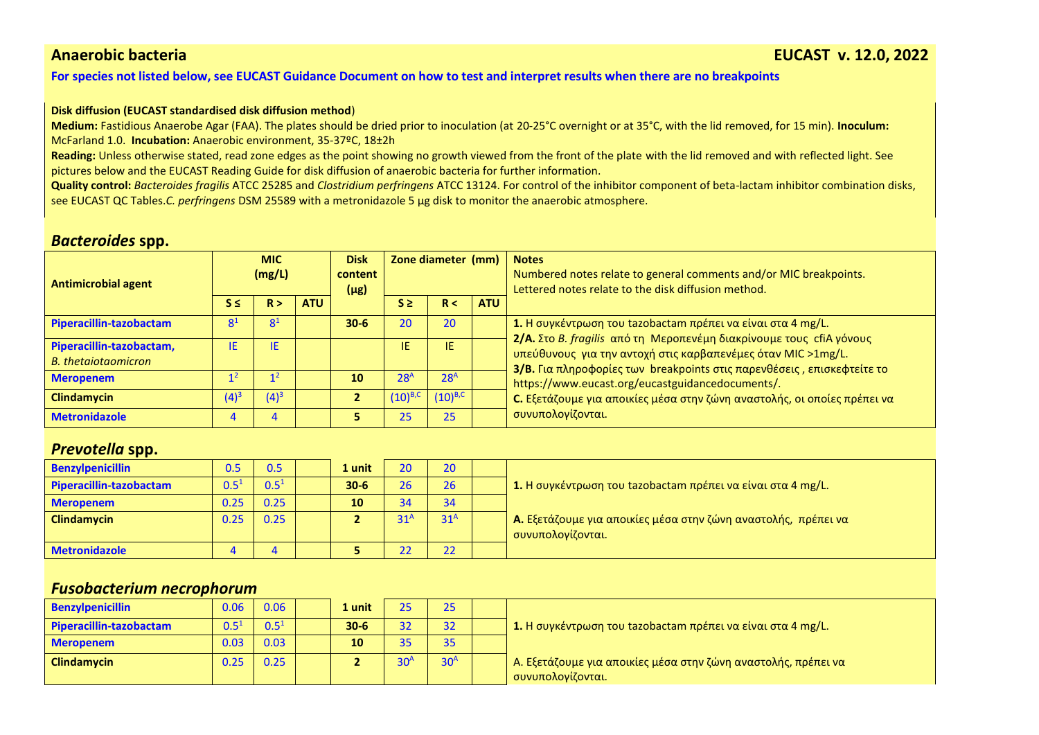## Anaerobic bacteria

**EUCAST v. 12.0, 2022**

**For species not listed below, see EUCAST Guidance Document on how to test and interpret results when there are no breakpoints**

**Disk diffusion (EUCAST standardised disk diffusion method**)

**Medium:** Fastidious Anaerobe Agar (FAA). The plates should be dried prior to inoculation (at 20-25°C overnight or at 35°C, with the lid removed, for 15 min). **Inoculum:** McFarland 1.0. **Incubation:** Anaerobic environment, 35-37ºC, 18±2h

**Reading:** Unless otherwise stated, read zone edges as the point showing no growth viewed from the front of the plate with the lid removed and with reflected light. See pictures below and the EUCAST Reading Guide for disk diffusion of anaerobic bacteria for further information.

**Quality control:** *Bacteroides fragilis* ATCC 25285 and *Clostridium perfringens* ATCC 13124. For control of the inhibitor component of beta-lactam inhibitor combination disks, see EUCAST QC Tables.*C. perfringens* DSM 25589 with a metronidazole 5 µg disk to monitor the anaerobic atmosphere.

### *Bacteroides* spp.

| Antimicrobial agent | MIC (mg/L) | | | Disk content (µg) | Zone diameter (mm) | | | Notes<br>Numbered notes relate to general comments and/or MIC breakpoints.<br>Lettered notes relate to the disk diffusion method. |
|---|---|---|---|---|---|---|---|---|
| | S ≤ | R > | ATU | | S ≥ | R < | ATU | |
| Piperacillin-tazobactam | 8[1] | 8[1] | | 30-6 | 20 | 20 | | **1.** Η συγκέντρωση του tazobactam πρέπει να είναι στα 4 mg/L.<br>**2/A.** Στο *B. fragilis* από τη Μεροπενέμη διακρίνουμε τους cfiA γόνους υπεύθυνους για την αντοχή στις καρβαπενέμες όταν MIC >1mg/L.<br>**3/B.** Για πληροφορίες των breakpoints στις παρενθέσεις , επισκεφτείτε το https://www.eucast.org/eucastguidancedocuments/.<br>**C.** Εξετάζουμε για αποικίες μέσα στην ζώνη αναστολής, οι οποίες πρέπει να συνυπολογίζονται. |
| Piperacillin-tazobactam, *B. thetaiotaomicron* | IE | IE | | | IE | IE | | |
| Meropenem | 1[2] | 1[2] | | 10 | 28[A] | 28[A] | | |
| Clindamycin | (4)[3] | (4)[3] | | 2 | (10)[B,C] | (10)[B,C] | | |
| Metronidazole | 4 | 4 | | 5 | 25 | 25 | | |

### *Prevotella* spp.

| Antimicrobial agent | S ≤ | R > | ATU | Disk content (µg) | S ≥ | R < | ATU | Notes |
|---|---|---|---|---|---|---|---|---|
| Benzylpenicillin | 0.5 | 0.5 | | 1 unit | 20 | 20 | | **1.** Η συγκέντρωση του tazobactam πρέπει να είναι στα 4 mg/L.<br>**A.** Εξετάζουμε για αποικίες μέσα στην ζώνη αναστολής, πρέπει να συνυπολογίζονται. |
| Piperacillin-tazobactam | 0.5[1] | 0.5[1] | | 30-6 | 26 | 26 | | |
| Meropenem | 0.25 | 0.25 | | 10 | 34 | 34 | | |
| Clindamycin | 0.25 | 0.25 | | 2 | 31[A] | 31[A] | | |
| Metronidazole | 4 | 4 | | 5 | 22 | 22 | | |

### *Fusobacterium necrophorum*

| Antimicrobial agent | S ≤ | R > | ATU | Disk content (µg) | S ≥ | R < | ATU | Notes |
|---|---|---|---|---|---|---|---|---|
| Benzylpenicillin | 0.06 | 0.06 | | 1 unit | 25 | 25 | | **1.** Η συγκέντρωση του tazobactam πρέπει να είναι στα 4 mg/L.<br>A. Εξετάζουμε για αποικίες μέσα στην ζώνη αναστολής, πρέπει να συνυπολογίζονται. |
| Piperacillin-tazobactam | 0.5[1] | 0.5[1] | | 30-6 | 32 | 32 | | |
| Meropenem | 0.03 | 0.03 | | 10 | 35 | 35 | | |
| Clindamycin | 0.25 | 0.25 | | 2 | 30[A] | 30[A] | | |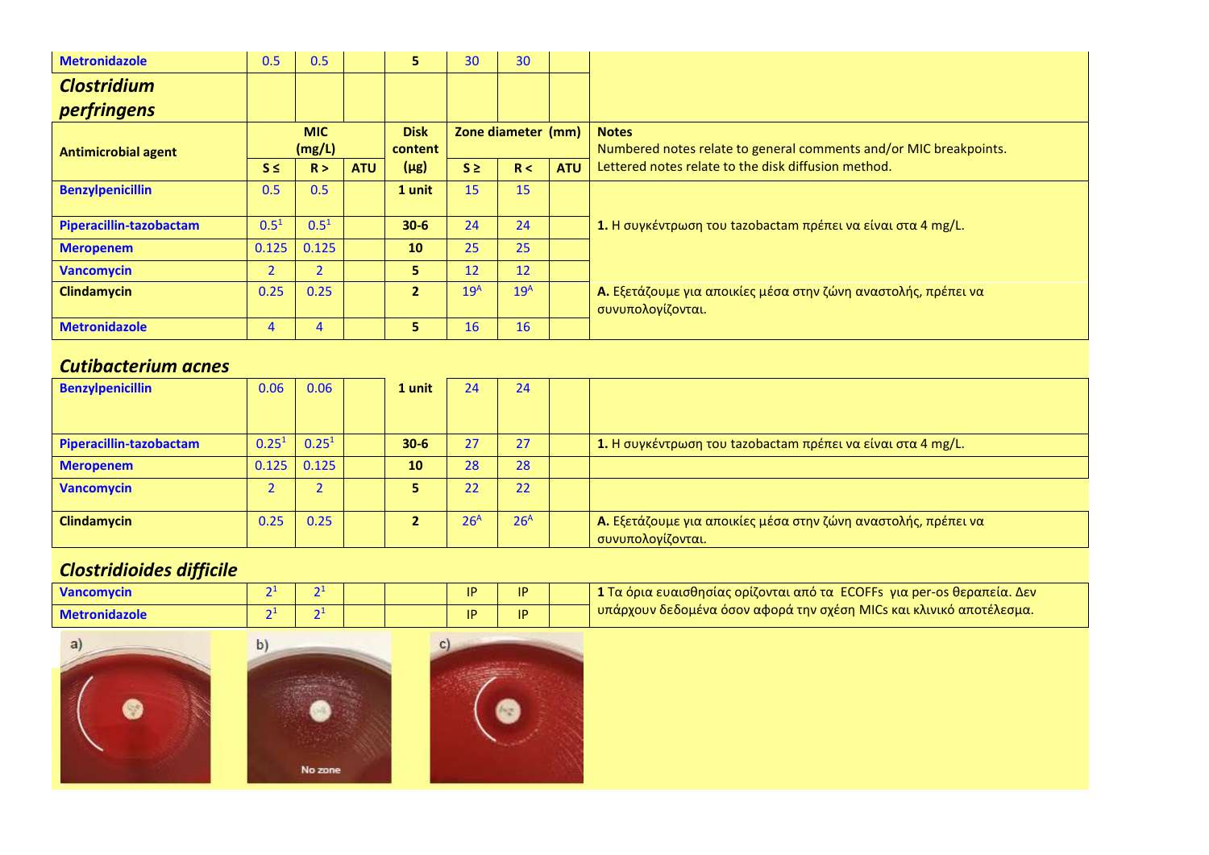| Metronidazole | 0.5 | 0.5 | | 5 | 30 | 30 | | |
|---|---|---|---|---|---|---|---|---|

## *Clostridium perfringens*

| Antimicrobial agent | MIC (mg/L) | | | Disk content (μg) | Zone diameter (mm) | | | Notes<br>Numbered notes relate to general comments and/or MIC breakpoints.<br>Lettered notes relate to the disk diffusion method. |
|---|---|---|---|---|---|---|---|---|
| | S ≤ | R > | ATU | | S ≥ | R < | ATU | |
| Benzylpenicillin | 0.5 | 0.5 | | 1 unit | 15 | 15 | | |
| Piperacillin-tazobactam | 0.5[1] | 0.5[1] | | 30-6 | 24 | 24 | | **1.** Η συγκέντρωση του tazobactam πρέπει να είναι στα 4 mg/L. |
| Meropenem | 0.125 | 0.125 | | 10 | 25 | 25 | | |
| Vancomycin | 2 | 2 | | 5 | 12 | 12 | | |
| Clindamycin | 0.25 | 0.25 | | 2 | 19[A] | 19[A] | | **A.** Εξετάζουμε για αποικίες μέσα στην ζώνη αναστολής, πρέπει να συνυπολογίζονται. |
| Metronidazole | 4 | 4 | | 5 | 16 | 16 | | |

## *Cutibacterium acnes*

| Antimicrobial agent | S ≤ | R > | ATU | Disk content (μg) | S ≥ | R < | ATU | Notes |
|---|---|---|---|---|---|---|---|---|
| Benzylpenicillin | 0.06 | 0.06 | | 1 unit | 24 | 24 | | |
| Piperacillin-tazobactam | 0.25[1] | 0.25[1] | | 30-6 | 27 | 27 | | **1.** Η συγκέντρωση του tazobactam πρέπει να είναι στα 4 mg/L. |
| Meropenem | 0.125 | 0.125 | | 10 | 28 | 28 | | |
| Vancomycin | 2 | 2 | | 5 | 22 | 22 | | |
| Clindamycin | 0.25 | 0.25 | | 2 | 26[A] | 26[A] | | **A.** Εξετάζουμε για αποικίες μέσα στην ζώνη αναστολής, πρέπει να συνυπολογίζονται. |

## *Clostridioides difficile*

| Antimicrobial agent | S ≤ | R > | ATU | Disk content (μg) | S ≥ | R < | ATU | Notes |
|---|---|---|---|---|---|---|---|---|
| Vancomycin | 2[1] | 2[1] | | | IP | IP | | **1** Τα όρια ευαισθησίας ορίζονται από τα ECOFFs για per-os θεραπεία. Δεν υπάρχουν δεδομένα όσον αφορά την σχέση MICs και κλινικό αποτέλεσμα. |
| Metronidazole | 2[1] | 2[1] | | | IP | IP | | |

a) b) No zone c)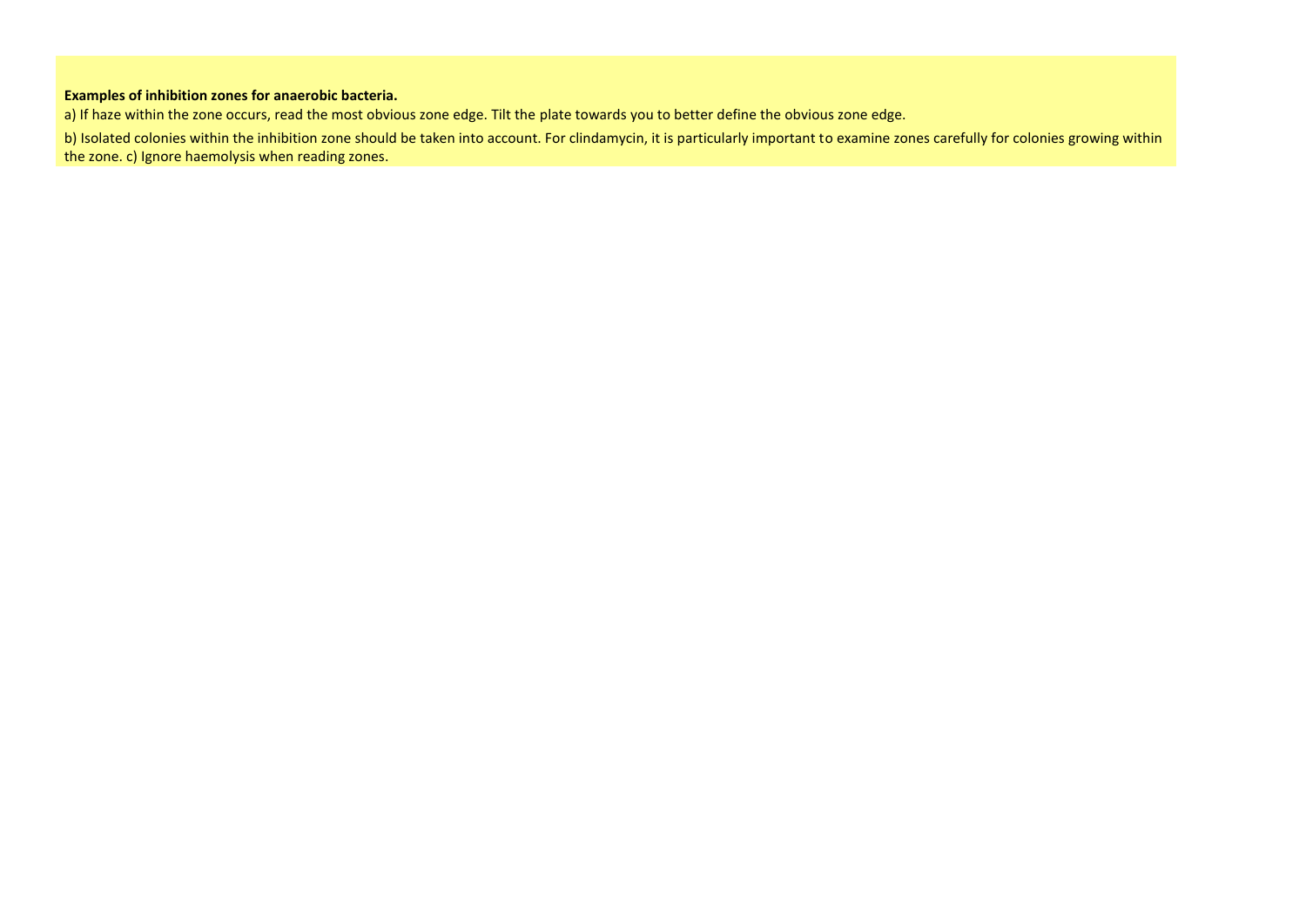**Examples of inhibition zones for anaerobic bacteria.**

a) If haze within the zone occurs, read the most obvious zone edge. Tilt the plate towards you to better define the obvious zone edge.

b) Isolated colonies within the inhibition zone should be taken into account. For clindamycin, it is particularly important to examine zones carefully for colonies growing within the zone. c) Ignore haemolysis when reading zones.